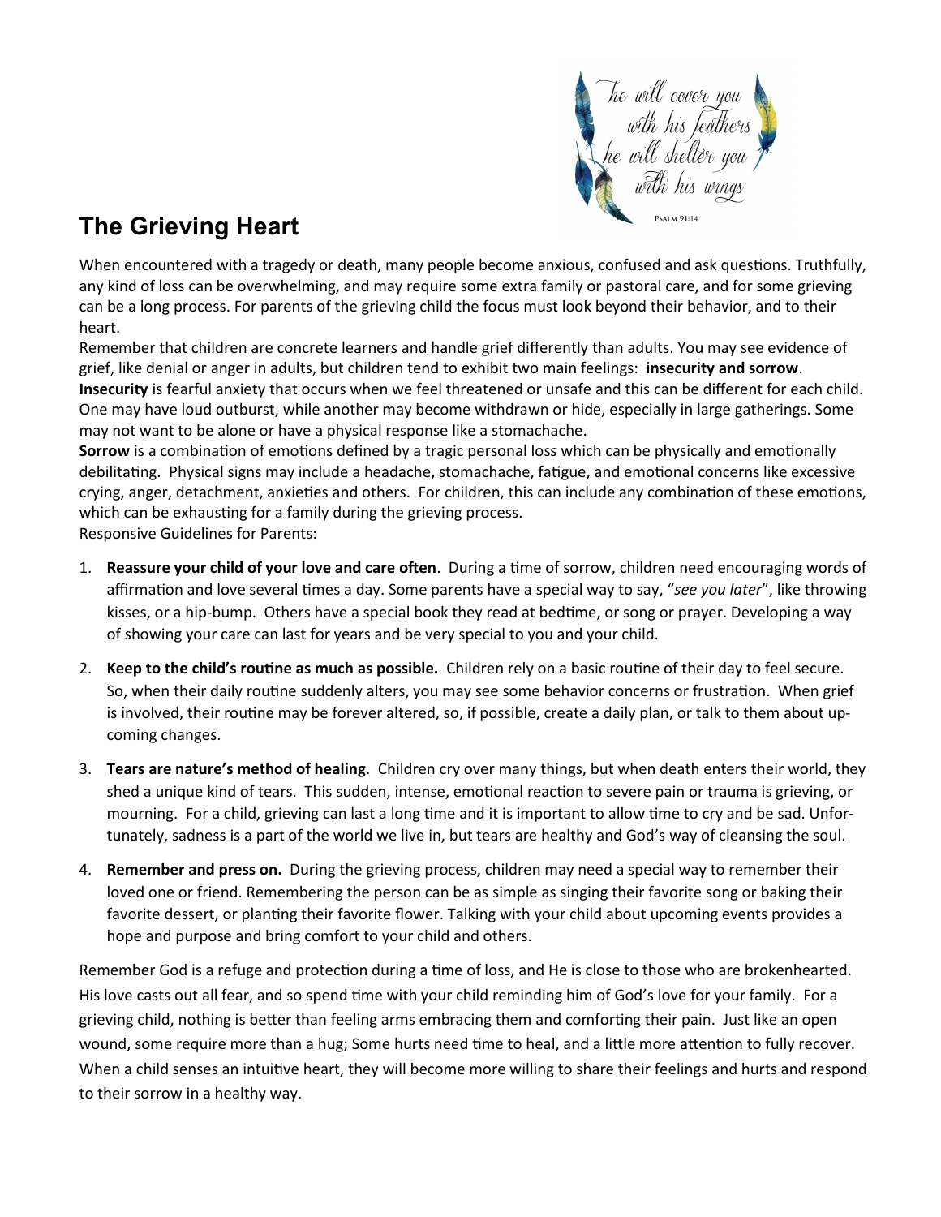# The Grieving Heart

When encountered with a tragedy or death, many people become anxious, confused and ask questions. Truthfully, any kind of loss can be overwhelming, and may require some extra family or pastoral care, and for some grieving can be a long process. For parents of the grieving child the focus must look beyond their behavior, and to their heart.

Remember that children are concrete learners and handle grief differently than adults. You may see evidence of grief, like denial or anger in adults, but children tend to exhibit two main feelings: **insecurity and sorrow**.

**Insecurity** is fearful anxiety that occurs when we feel threatened or unsafe and this can be different for each child. One may have loud outburst, while another may become withdrawn or hide, especially in large gatherings. Some may not want to be alone or have a physical response like a stomachache.

**Sorrow** is a combination of emotions defined by a tragic personal loss which can be physically and emotionally debilitating. Physical signs may include a headache, stomachache, fatigue, and emotional concerns like excessive crying, anger, detachment, anxieties and others. For children, this can include any combination of these emotions, which can be exhausting for a family during the grieving process.

Responsive Guidelines for Parents:

1. **Reassure your child of your love and care often**. During a time of sorrow, children need encouraging words of affirmation and love several times a day. Some parents have a special way to say, "*see you later*", like throwing kisses, or a hip-bump. Others have a special book they read at bedtime, or song or prayer. Developing a way of showing your care can last for years and be very special to you and your child.

2. **Keep to the child's routine as much as possible.** Children rely on a basic routine of their day to feel secure. So, when their daily routine suddenly alters, you may see some behavior concerns or frustration. When grief is involved, their routine may be forever altered, so, if possible, create a daily plan, or talk to them about upcoming changes.

3. **Tears are nature's method of healing**. Children cry over many things, but when death enters their world, they shed a unique kind of tears. This sudden, intense, emotional reaction to severe pain or trauma is grieving, or mourning. For a child, grieving can last a long time and it is important to allow time to cry and be sad. Unfortunately, sadness is a part of the world we live in, but tears are healthy and God's way of cleansing the soul.

4. **Remember and press on.** During the grieving process, children may need a special way to remember their loved one or friend. Remembering the person can be as simple as singing their favorite song or baking their favorite dessert, or planting their favorite flower. Talking with your child about upcoming events provides a hope and purpose and bring comfort to your child and others.

Remember God is a refuge and protection during a time of loss, and He is close to those who are brokenhearted. His love casts out all fear, and so spend time with your child reminding him of God's love for your family. For a grieving child, nothing is better than feeling arms embracing them and comforting their pain. Just like an open wound, some require more than a hug; Some hurts need time to heal, and a little more attention to fully recover. When a child senses an intuitive heart, they will become more willing to share their feelings and hurts and respond to their sorrow in a healthy way.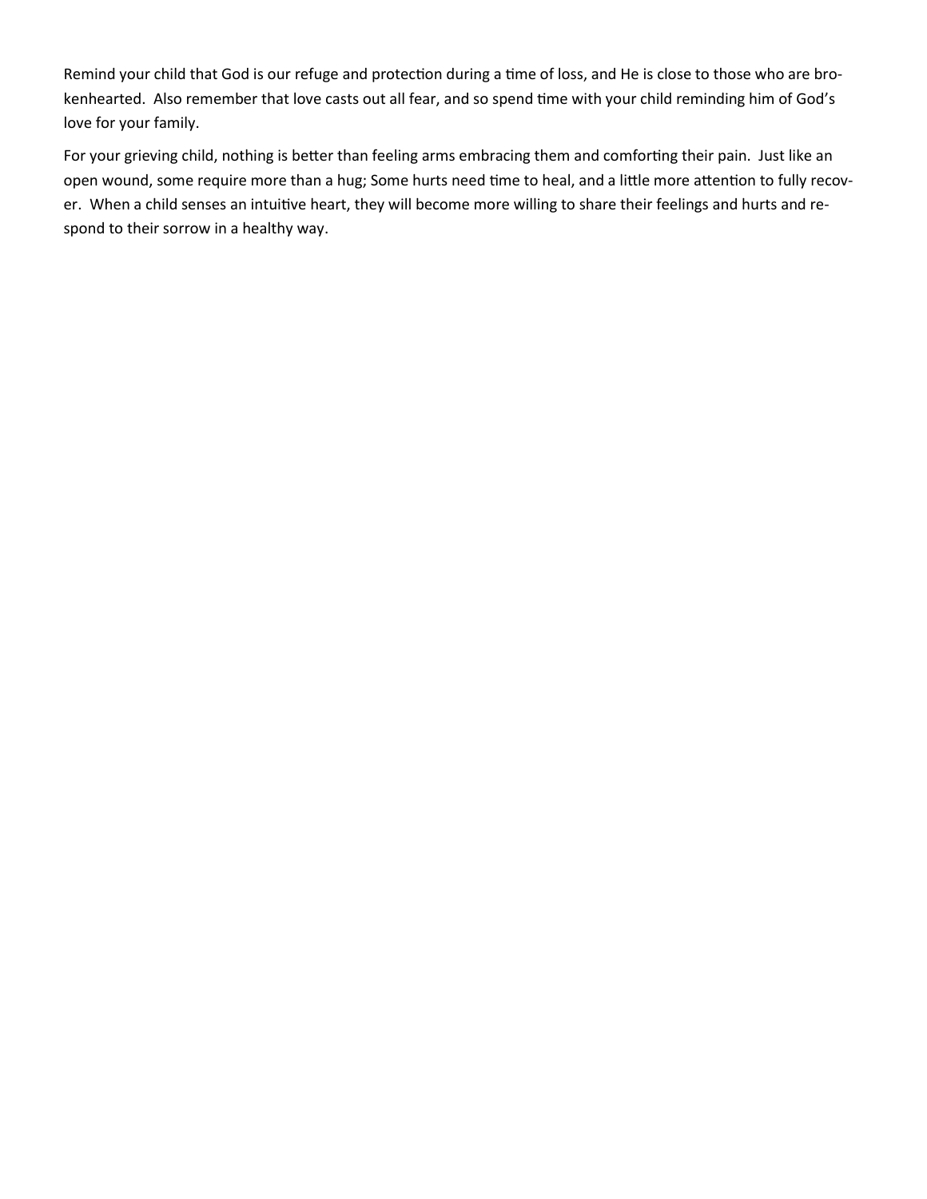Remind your child that God is our refuge and protection during a time of loss, and He is close to those who are brokenhearted. Also remember that love casts out all fear, and so spend time with your child reminding him of God's love for your family.

For your grieving child, nothing is better than feeling arms embracing them and comforting their pain. Just like an open wound, some require more than a hug; Some hurts need time to heal, and a little more attention to fully recover. When a child senses an intuitive heart, they will become more willing to share their feelings and hurts and respond to their sorrow in a healthy way.